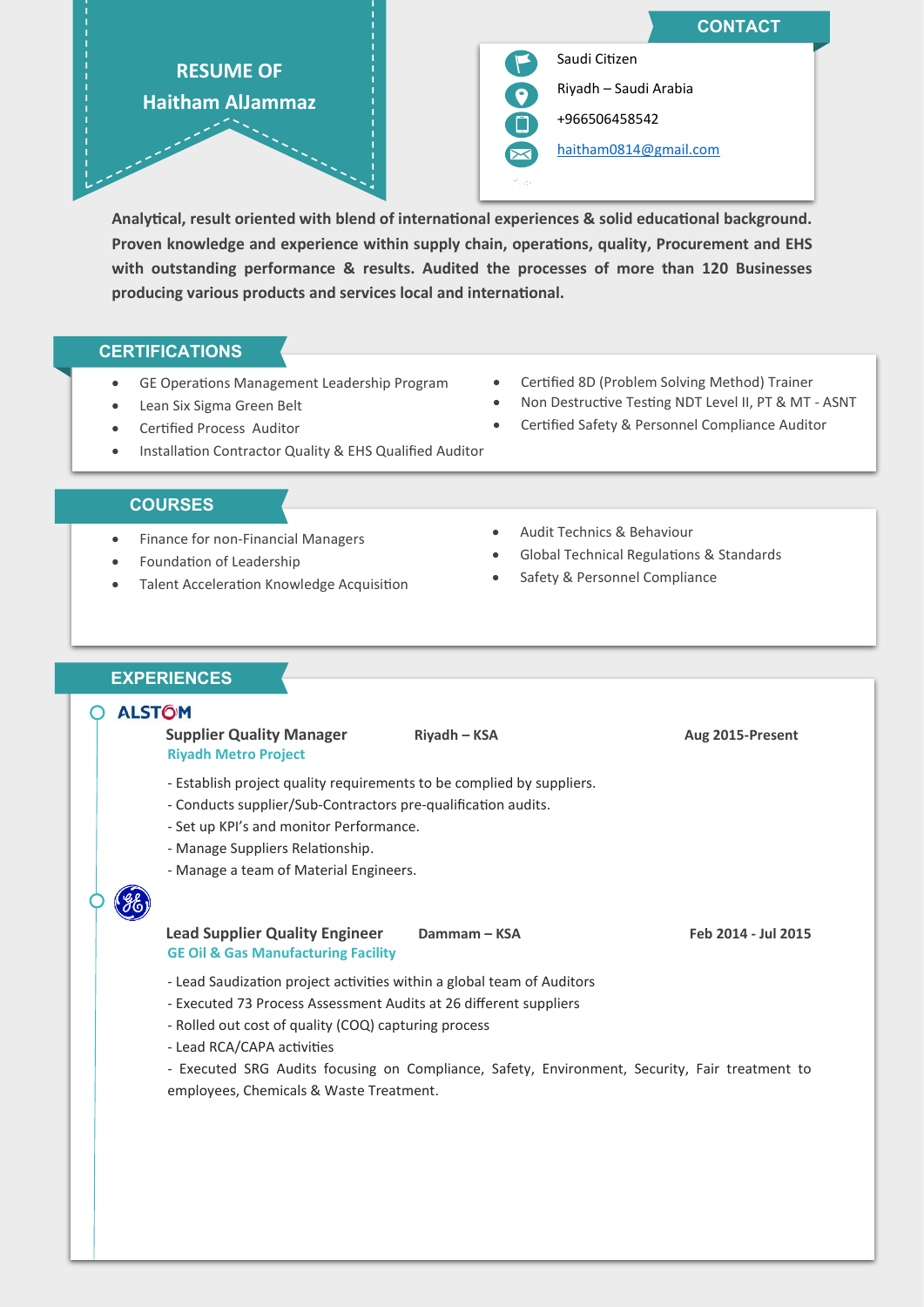# RESUME OF Haitham AlJammaz

## CONTACT

- Saudi Citizen
- Riyadh – Saudi Arabia
- +966506458542
- haitham0814@gmail.com

**Analytical, result oriented with blend of international experiences & solid educational background. Proven knowledge and experience within supply chain, operations, quality, Procurement and EHS with outstanding performance & results. Audited the processes of more than 120 Businesses producing various products and services local and international.**

## CERTIFICATIONS

- GE Operations Management Leadership Program
- Lean Six Sigma Green Belt
- Certified Process Auditor
- Installation Contractor Quality & EHS Qualified Auditor
- Certified 8D (Problem Solving Method) Trainer
- Non Destructive Testing NDT Level II, PT & MT - ASNT
- Certified Safety & Personnel Compliance Auditor

## COURSES

- Finance for non-Financial Managers
- Foundation of Leadership
- Talent Acceleration Knowledge Acquisition
- Audit Technics & Behaviour
- Global Technical Regulations & Standards
- Safety & Personnel Compliance

## EXPERIENCES

### ALSTOM

**Supplier Quality Manager** | **Riyadh – KSA** | **Aug 2015-Present**

**Riyadh Metro Project**

- Establish project quality requirements to be complied by suppliers.
- Conducts supplier/Sub-Contractors pre-qualification audits.
- Set up KPI's and monitor Performance.
- Manage Suppliers Relationship.
- Manage a team of Material Engineers.

### GE

**Lead Supplier Quality Engineer** | **Dammam – KSA** | **Feb 2014 - Jul 2015**

**GE Oil & Gas Manufacturing Facility**

- Lead Saudization project activities within a global team of Auditors
- Executed 73 Process Assessment Audits at 26 different suppliers
- Rolled out cost of quality (COQ) capturing process
- Lead RCA/CAPA activities
- Executed SRG Audits focusing on Compliance, Safety, Environment, Security, Fair treatment to employees, Chemicals & Waste Treatment.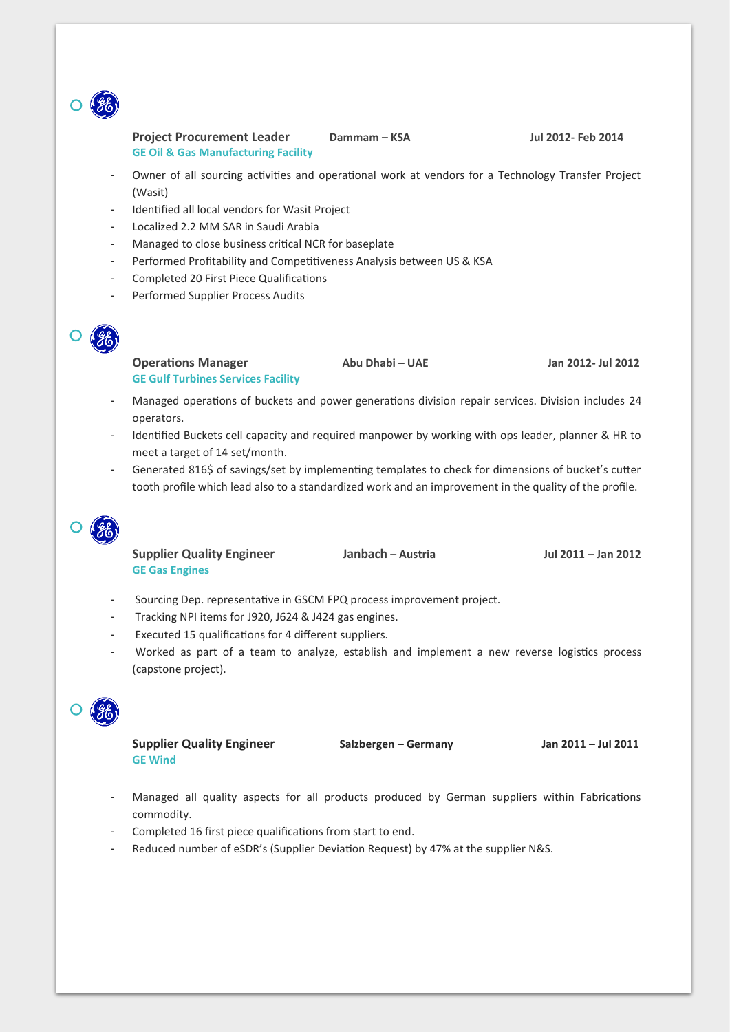**Project Procurement Leader** **Dammam – KSA** **Jul 2012- Feb 2014**
**GE Oil & Gas Manufacturing Facility**

- Owner of all sourcing activities and operational work at vendors for a Technology Transfer Project (Wasit)
- Identified all local vendors for Wasit Project
- Localized 2.2 MM SAR in Saudi Arabia
- Managed to close business critical NCR for baseplate
- Performed Profitability and Competitiveness Analysis between US & KSA
- Completed 20 First Piece Qualifications
- Performed Supplier Process Audits

**Operations Manager** **Abu Dhabi – UAE** **Jan 2012- Jul 2012**
**GE Gulf Turbines Services Facility**

- Managed operations of buckets and power generations division repair services. Division includes 24 operators.
- Identified Buckets cell capacity and required manpower by working with ops leader, planner & HR to meet a target of 14 set/month.
- Generated 816$ of savings/set by implementing templates to check for dimensions of bucket's cutter tooth profile which lead also to a standardized work and an improvement in the quality of the profile.

**Supplier Quality Engineer** **Janbach – Austria** **Jul 2011 – Jan 2012**
**GE Gas Engines**

- Sourcing Dep. representative in GSCM FPQ process improvement project.
- Tracking NPI items for J920, J624 & J424 gas engines.
- Executed 15 qualifications for 4 different suppliers.
- Worked as part of a team to analyze, establish and implement a new reverse logistics process (capstone project).

**Supplier Quality Engineer** **Salzbergen – Germany** **Jan 2011 – Jul 2011**
**GE Wind**

- Managed all quality aspects for all products produced by German suppliers within Fabrications commodity.
- Completed 16 first piece qualifications from start to end.
- Reduced number of eSDR's (Supplier Deviation Request) by 47% at the supplier N&S.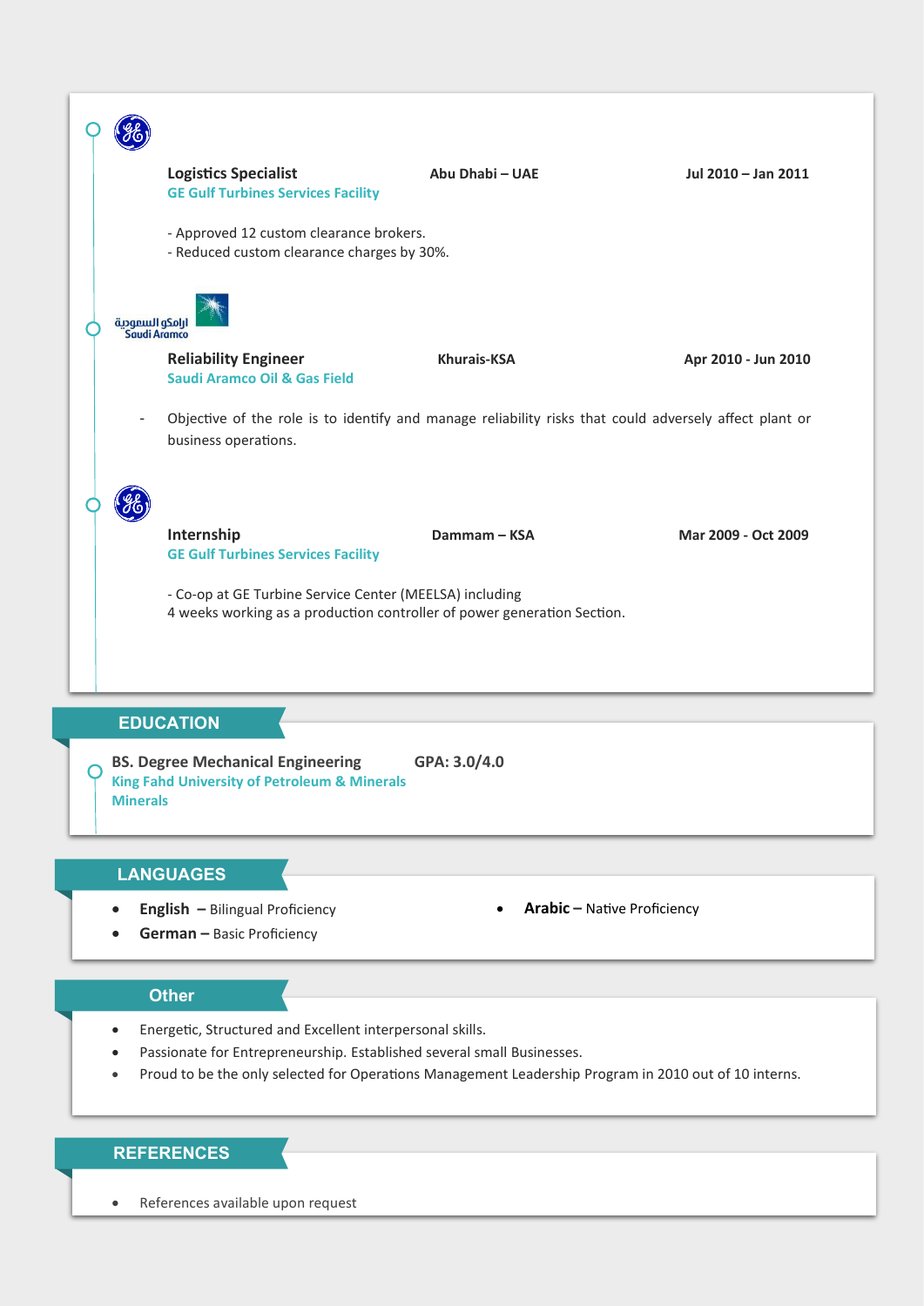**Logistics Specialist** — Abu Dhabi – UAE — Jul 2010 – Jan 2011
GE Gulf Turbines Services Facility

- Approved 12 custom clearance brokers.
- Reduced custom clearance charges by 30%.

أرامكو السعودية Saudi Aramco

**Reliability Engineer** — Khurais-KSA — Apr 2010 - Jun 2010
Saudi Aramco Oil & Gas Field

- Objective of the role is to identify and manage reliability risks that could adversely affect plant or business operations.

**Internship** — Dammam – KSA — Mar 2009 - Oct 2009
GE Gulf Turbines Services Facility

- Co-op at GE Turbine Service Center (MEELSA) including
4 weeks working as a production controller of power generation Section.

## EDUCATION

**BS. Degree Mechanical Engineering** — **GPA: 3.0/4.0**
King Fahd University of Petroleum & Minerals
Minerals

## LANGUAGES

- **English** – Bilingual Proficiency
- **German** – Basic Proficiency
- **Arabic** – Native Proficiency

## Other

- Energetic, Structured and Excellent interpersonal skills.
- Passionate for Entrepreneurship. Established several small Businesses.
- Proud to be the only selected for Operations Management Leadership Program in 2010 out of 10 interns.

## REFERENCES

- References available upon request